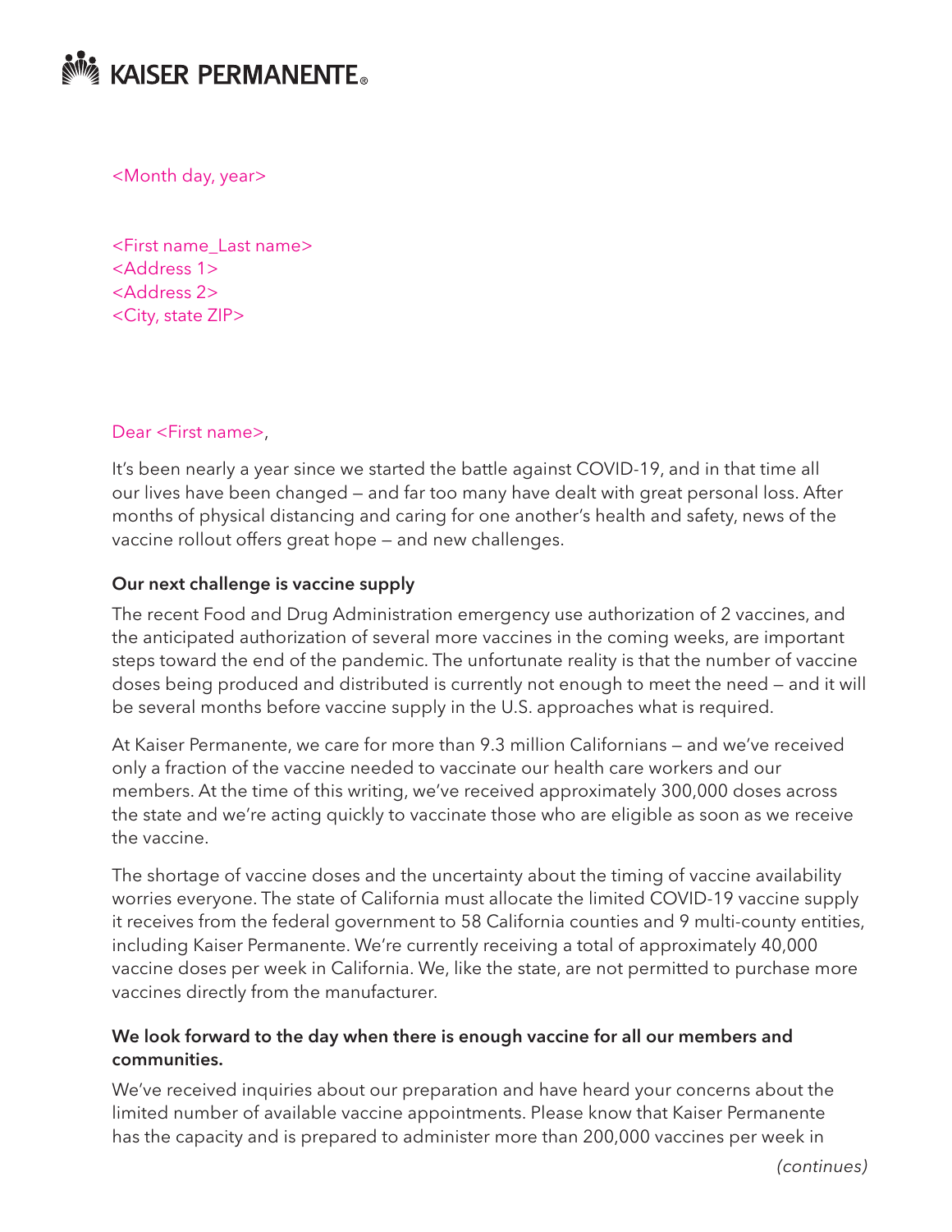KAISER PERMANENTE®

<Month day, year>

<First name_Last name>
<Address 1>
<Address 2>
<City, state ZIP>

Dear <First name>,

It's been nearly a year since we started the battle against COVID-19, and in that time all our lives have been changed — and far too many have dealt with great personal loss. After months of physical distancing and caring for one another's health and safety, news of the vaccine rollout offers great hope — and new challenges.

**Our next challenge is vaccine supply**

The recent Food and Drug Administration emergency use authorization of 2 vaccines, and the anticipated authorization of several more vaccines in the coming weeks, are important steps toward the end of the pandemic. The unfortunate reality is that the number of vaccine doses being produced and distributed is currently not enough to meet the need — and it will be several months before vaccine supply in the U.S. approaches what is required.

At Kaiser Permanente, we care for more than 9.3 million Californians — and we've received only a fraction of the vaccine needed to vaccinate our health care workers and our members. At the time of this writing, we've received approximately 300,000 doses across the state and we're acting quickly to vaccinate those who are eligible as soon as we receive the vaccine.

The shortage of vaccine doses and the uncertainty about the timing of vaccine availability worries everyone. The state of California must allocate the limited COVID-19 vaccine supply it receives from the federal government to 58 California counties and 9 multi-county entities, including Kaiser Permanente. We're currently receiving a total of approximately 40,000 vaccine doses per week in California. We, like the state, are not permitted to purchase more vaccines directly from the manufacturer.

**We look forward to the day when there is enough vaccine for all our members and communities.**

We've received inquiries about our preparation and have heard your concerns about the limited number of available vaccine appointments. Please know that Kaiser Permanente has the capacity and is prepared to administer more than 200,000 vaccines per week in

*(continues)*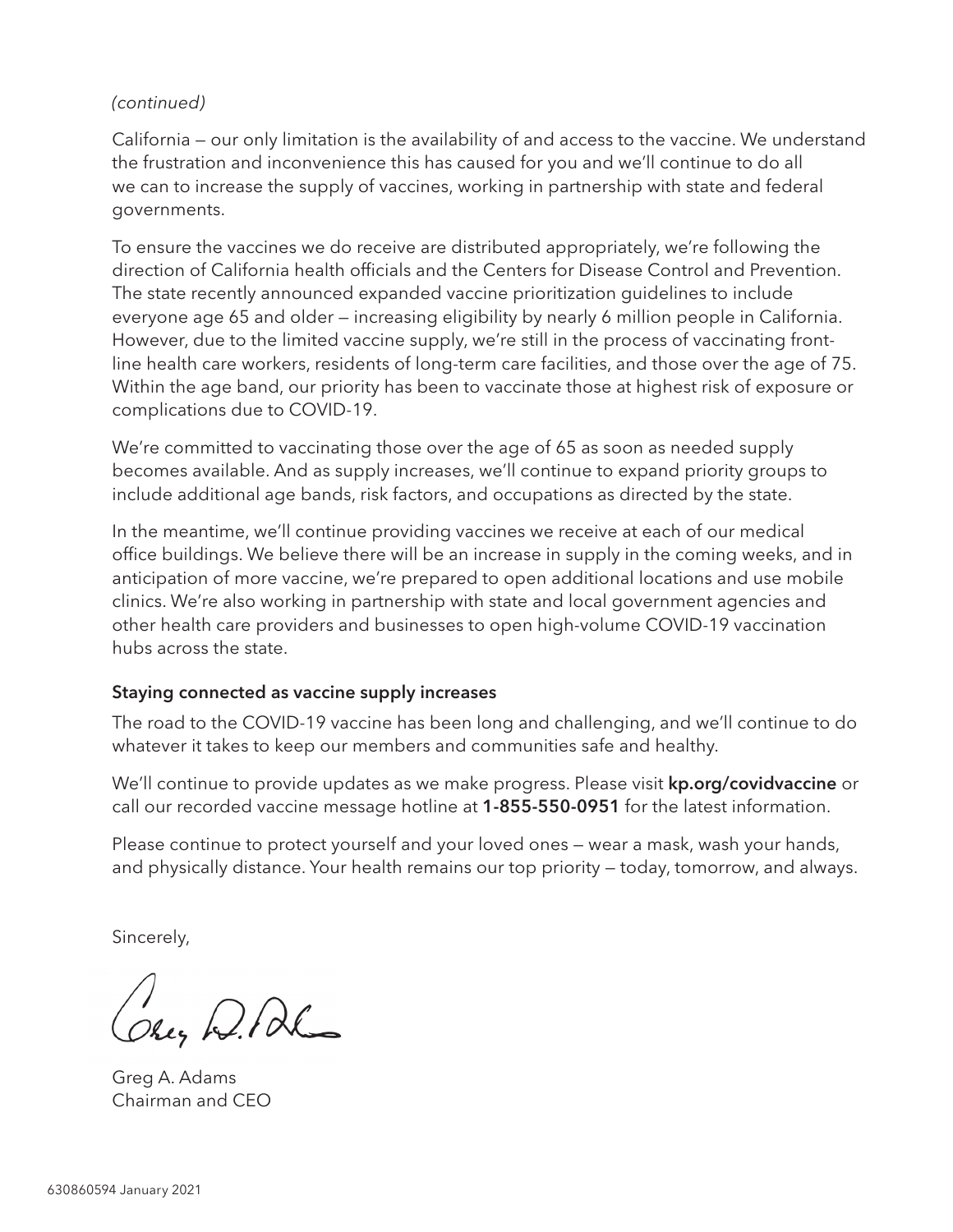*(continued)*

California — our only limitation is the availability of and access to the vaccine. We understand the frustration and inconvenience this has caused for you and we'll continue to do all we can to increase the supply of vaccines, working in partnership with state and federal governments.

To ensure the vaccines we do receive are distributed appropriately, we're following the direction of California health officials and the Centers for Disease Control and Prevention. The state recently announced expanded vaccine prioritization guidelines to include everyone age 65 and older — increasing eligibility by nearly 6 million people in California. However, due to the limited vaccine supply, we're still in the process of vaccinating front-line health care workers, residents of long-term care facilities, and those over the age of 75. Within the age band, our priority has been to vaccinate those at highest risk of exposure or complications due to COVID-19.

We're committed to vaccinating those over the age of 65 as soon as needed supply becomes available. And as supply increases, we'll continue to expand priority groups to include additional age bands, risk factors, and occupations as directed by the state.

In the meantime, we'll continue providing vaccines we receive at each of our medical office buildings. We believe there will be an increase in supply in the coming weeks, and in anticipation of more vaccine, we're prepared to open additional locations and use mobile clinics. We're also working in partnership with state and local government agencies and other health care providers and businesses to open high-volume COVID-19 vaccination hubs across the state.

**Staying connected as vaccine supply increases**

The road to the COVID-19 vaccine has been long and challenging, and we'll continue to do whatever it takes to keep our members and communities safe and healthy.

We'll continue to provide updates as we make progress. Please visit **kp.org/covidvaccine** or call our recorded vaccine message hotline at **1-855-550-0951** for the latest information.

Please continue to protect yourself and your loved ones — wear a mask, wash your hands, and physically distance. Your health remains our top priority — today, tomorrow, and always.

Sincerely,

Greg A. Adams
Chairman and CEO

630860594 January 2021